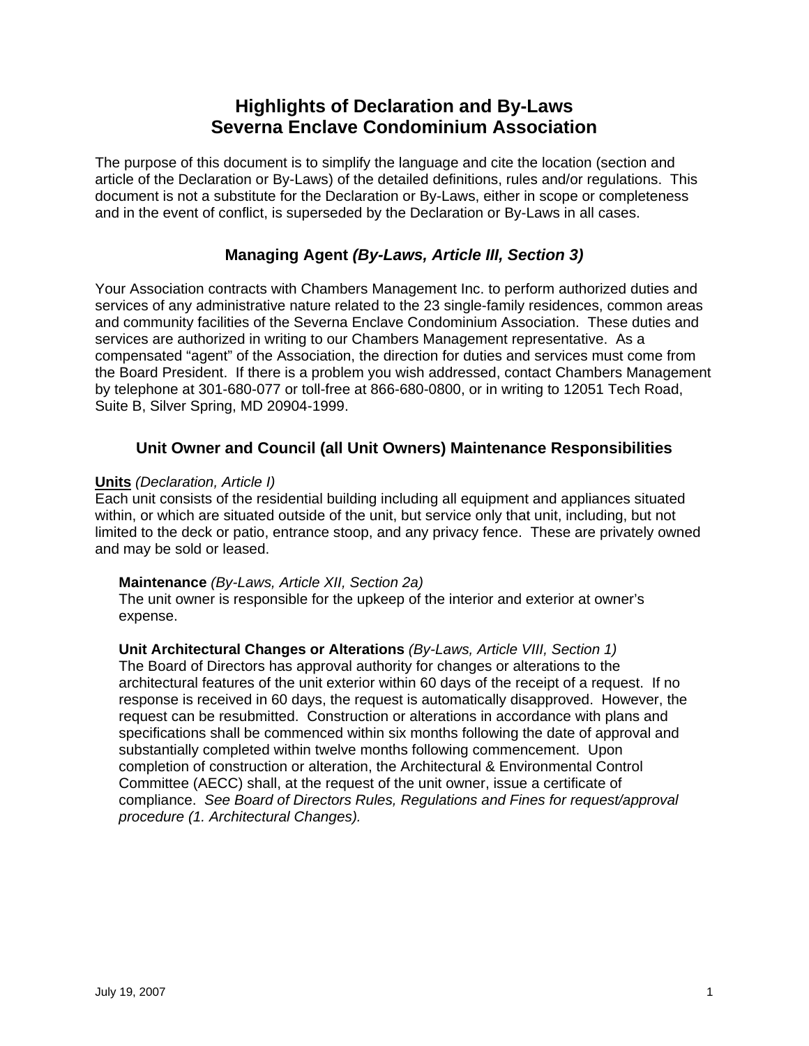# Highlights of Declaration and By-Laws
# Severna Enclave Condominium Association

The purpose of this document is to simplify the language and cite the location (section and article of the Declaration or By-Laws) of the detailed definitions, rules and/or regulations. This document is not a substitute for the Declaration or By-Laws, either in scope or completeness and in the event of conflict, is superseded by the Declaration or By-Laws in all cases.

## Managing Agent *(By-Laws, Article III, Section 3)*

Your Association contracts with Chambers Management Inc. to perform authorized duties and services of any administrative nature related to the 23 single-family residences, common areas and community facilities of the Severna Enclave Condominium Association. These duties and services are authorized in writing to our Chambers Management representative. As a compensated "agent" of the Association, the direction for duties and services must come from the Board President. If there is a problem you wish addressed, contact Chambers Management by telephone at 301-680-077 or toll-free at 866-680-0800, or in writing to 12051 Tech Road, Suite B, Silver Spring, MD 20904-1999.

## Unit Owner and Council (all Unit Owners) Maintenance Responsibilities

**Units** *(Declaration, Article I)*
Each unit consists of the residential building including all equipment and appliances situated within, or which are situated outside of the unit, but service only that unit, including, but not limited to the deck or patio, entrance stoop, and any privacy fence. These are privately owned and may be sold or leased.

**Maintenance** *(By-Laws, Article XII, Section 2a)*
The unit owner is responsible for the upkeep of the interior and exterior at owner's expense.

**Unit Architectural Changes or Alterations** *(By-Laws, Article VIII, Section 1)*
The Board of Directors has approval authority for changes or alterations to the architectural features of the unit exterior within 60 days of the receipt of a request. If no response is received in 60 days, the request is automatically disapproved. However, the request can be resubmitted. Construction or alterations in accordance with plans and specifications shall be commenced within six months following the date of approval and substantially completed within twelve months following commencement. Upon completion of construction or alteration, the Architectural & Environmental Control Committee (AECC) shall, at the request of the unit owner, issue a certificate of compliance. *See Board of Directors Rules, Regulations and Fines for request/approval procedure (1. Architectural Changes).*

July 19, 2007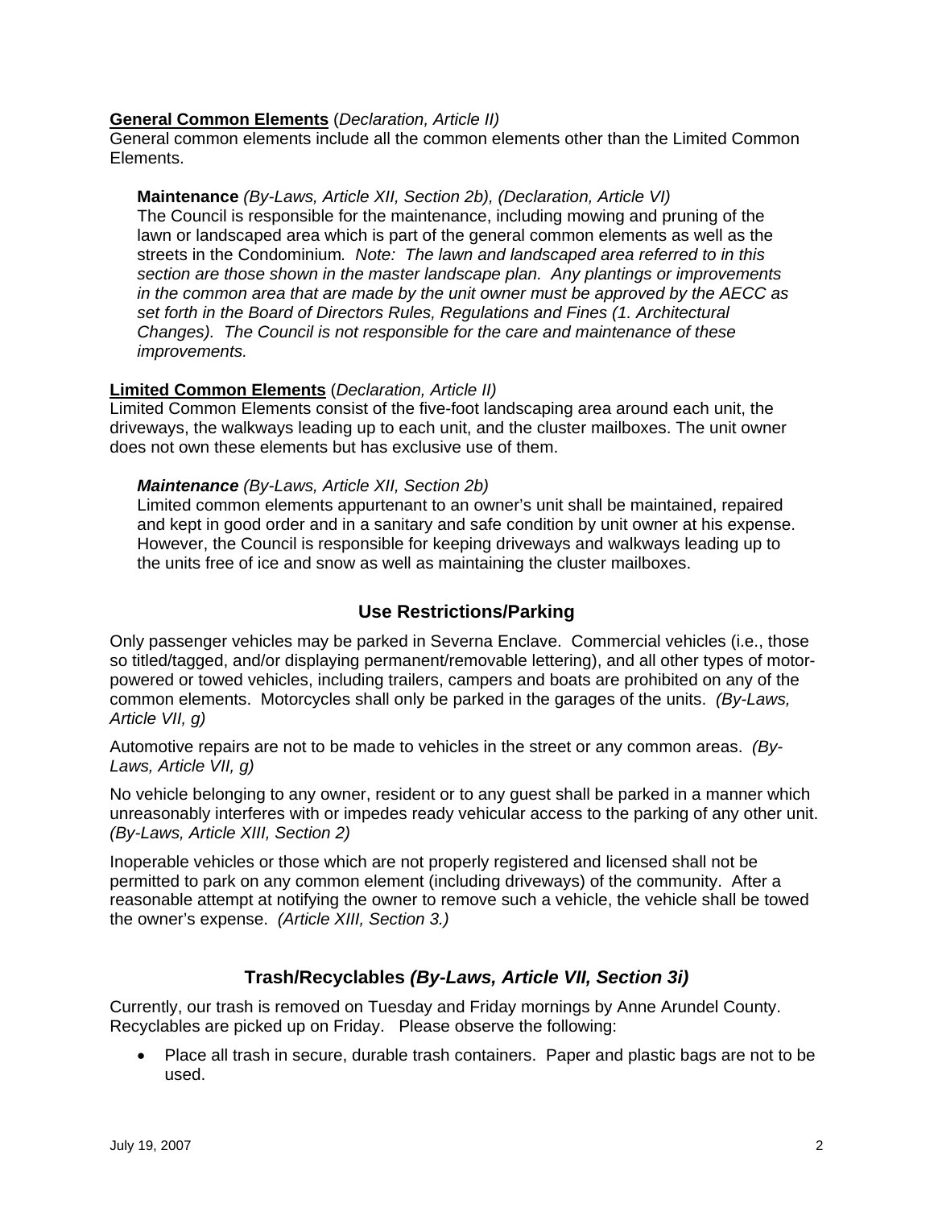**General Common Elements** (*Declaration, Article II)*
General common elements include all the common elements other than the Limited Common Elements.

**Maintenance** *(By-Laws, Article XII, Section 2b), (Declaration, Article VI)*
The Council is responsible for the maintenance, including mowing and pruning of the lawn or landscaped area which is part of the general common elements as well as the streets in the Condominium*. Note: The lawn and landscaped area referred to in this section are those shown in the master landscape plan. Any plantings or improvements in the common area that are made by the unit owner must be approved by the AECC as set forth in the Board of Directors Rules, Regulations and Fines (1. Architectural Changes). The Council is not responsible for the care and maintenance of these improvements.*

**Limited Common Elements** (*Declaration, Article II)*
Limited Common Elements consist of the five-foot landscaping area around each unit, the driveways, the walkways leading up to each unit, and the cluster mailboxes. The unit owner does not own these elements but has exclusive use of them.

***Maintenance*** *(By-Laws, Article XII, Section 2b)*
Limited common elements appurtenant to an owner's unit shall be maintained, repaired and kept in good order and in a sanitary and safe condition by unit owner at his expense. However, the Council is responsible for keeping driveways and walkways leading up to the units free of ice and snow as well as maintaining the cluster mailboxes.

## Use Restrictions/Parking

Only passenger vehicles may be parked in Severna Enclave. Commercial vehicles (i.e., those so titled/tagged, and/or displaying permanent/removable lettering), and all other types of motor-powered or towed vehicles, including trailers, campers and boats are prohibited on any of the common elements. Motorcycles shall only be parked in the garages of the units. *(By-Laws, Article VII, g)*

Automotive repairs are not to be made to vehicles in the street or any common areas. *(By-Laws, Article VII, g)*

No vehicle belonging to any owner, resident or to any guest shall be parked in a manner which unreasonably interferes with or impedes ready vehicular access to the parking of any other unit. *(By-Laws, Article XIII, Section 2)*

Inoperable vehicles or those which are not properly registered and licensed shall not be permitted to park on any common element (including driveways) of the community. After a reasonable attempt at notifying the owner to remove such a vehicle, the vehicle shall be towed the owner's expense. *(Article XIII, Section 3.)*

## Trash/Recyclables *(By-Laws, Article VII, Section 3i)*

Currently, our trash is removed on Tuesday and Friday mornings by Anne Arundel County. Recyclables are picked up on Friday. Please observe the following:

- Place all trash in secure, durable trash containers. Paper and plastic bags are not to be used.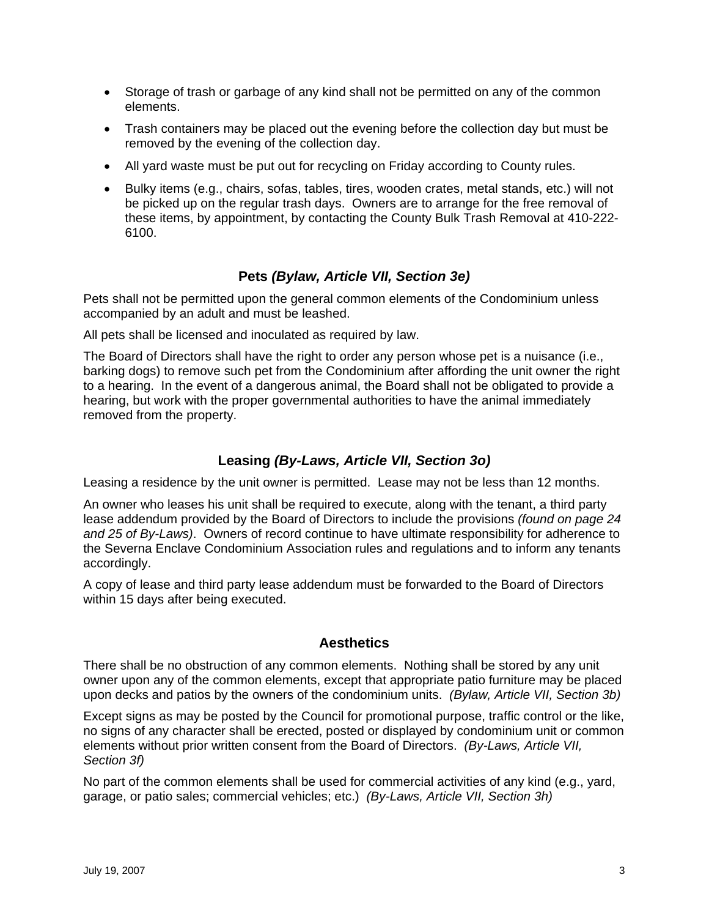- Storage of trash or garbage of any kind shall not be permitted on any of the common elements.
- Trash containers may be placed out the evening before the collection day but must be removed by the evening of the collection day.
- All yard waste must be put out for recycling on Friday according to County rules.
- Bulky items (e.g., chairs, sofas, tables, tires, wooden crates, metal stands, etc.) will not be picked up on the regular trash days. Owners are to arrange for the free removal of these items, by appointment, by contacting the County Bulk Trash Removal at 410-222-6100.

## Pets *(Bylaw, Article VII, Section 3e)*

Pets shall not be permitted upon the general common elements of the Condominium unless accompanied by an adult and must be leashed.

All pets shall be licensed and inoculated as required by law.

The Board of Directors shall have the right to order any person whose pet is a nuisance (i.e., barking dogs) to remove such pet from the Condominium after affording the unit owner the right to a hearing. In the event of a dangerous animal, the Board shall not be obligated to provide a hearing, but work with the proper governmental authorities to have the animal immediately removed from the property.

## Leasing *(By-Laws, Article VII, Section 3o)*

Leasing a residence by the unit owner is permitted. Lease may not be less than 12 months.

An owner who leases his unit shall be required to execute, along with the tenant, a third party lease addendum provided by the Board of Directors to include the provisions *(found on page 24 and 25 of By-Laws)*. Owners of record continue to have ultimate responsibility for adherence to the Severna Enclave Condominium Association rules and regulations and to inform any tenants accordingly.

A copy of lease and third party lease addendum must be forwarded to the Board of Directors within 15 days after being executed.

## Aesthetics

There shall be no obstruction of any common elements. Nothing shall be stored by any unit owner upon any of the common elements, except that appropriate patio furniture may be placed upon decks and patios by the owners of the condominium units. *(Bylaw, Article VII, Section 3b)*

Except signs as may be posted by the Council for promotional purpose, traffic control or the like, no signs of any character shall be erected, posted or displayed by condominium unit or common elements without prior written consent from the Board of Directors. *(By-Laws, Article VII, Section 3f)*

No part of the common elements shall be used for commercial activities of any kind (e.g., yard, garage, or patio sales; commercial vehicles; etc.) *(By-Laws, Article VII, Section 3h)*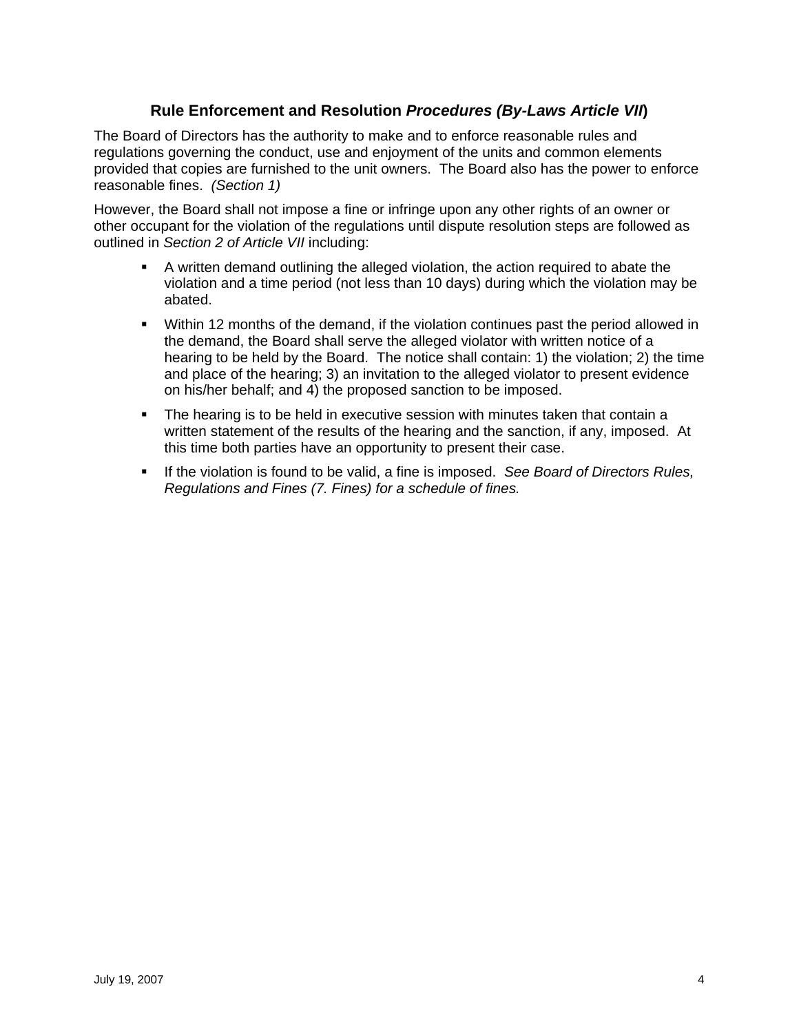## Rule Enforcement and Resolution *Procedures (By-Laws Article VII*)

The Board of Directors has the authority to make and to enforce reasonable rules and regulations governing the conduct, use and enjoyment of the units and common elements provided that copies are furnished to the unit owners. The Board also has the power to enforce reasonable fines. *(Section 1)*

However, the Board shall not impose a fine or infringe upon any other rights of an owner or other occupant for the violation of the regulations until dispute resolution steps are followed as outlined in *Section 2 of Article VII* including:

- A written demand outlining the alleged violation, the action required to abate the violation and a time period (not less than 10 days) during which the violation may be abated.
- Within 12 months of the demand, if the violation continues past the period allowed in the demand, the Board shall serve the alleged violator with written notice of a hearing to be held by the Board. The notice shall contain: 1) the violation; 2) the time and place of the hearing; 3) an invitation to the alleged violator to present evidence on his/her behalf; and 4) the proposed sanction to be imposed.
- The hearing is to be held in executive session with minutes taken that contain a written statement of the results of the hearing and the sanction, if any, imposed. At this time both parties have an opportunity to present their case.
- If the violation is found to be valid, a fine is imposed. *See Board of Directors Rules, Regulations and Fines (7. Fines) for a schedule of fines.*